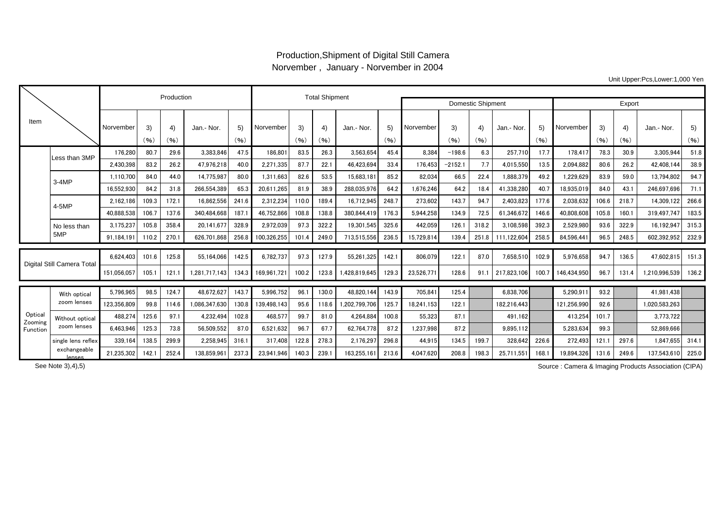# Production,Shipment of Digital Still Camera

Norvember , January - Norvember in 2004

Unit Upper:Pcs,Lower:1,000 Yen

| Item | | Production | | | | | Total Shipment | | | | | Domestic Shipment | | | | | Export | | | | |
|---|---|---|---|---|---|---|---|---|---|---|---|---|---|---|---|---|---|---|---|---|---|
| | | Norvember | 3) (%) | 4) (%) | Jan.- Nor. | 5) (%) | Norvember | 3) (%) | 4) (%) | Jan.- Nor. | 5) (%) | Norvember | 3) (%) | 4) (%) | Jan.- Nor. | 5) (%) | Norvember | 3) (%) | 4) (%) | Jan.- Nor. | 5) (%) |
| | Less than 3MP | 176,280 | 80.7 | 29.6 | 3,383,846 | 47.5 | 186,801 | 83.5 | 26.3 | 3,563,654 | 45.4 | 8,384 | −198.6 | 6.3 | 257,710 | 17.7 | 178,417 | 78.3 | 30.9 | 3,305,944 | 51.8 |
| | | 2,430,398 | 83.2 | 26.2 | 47,976,218 | 40.0 | 2,271,335 | 87.7 | 22.1 | 46,423,694 | 33.4 | 176,453 | −2152.1 | 7.7 | 4,015,550 | 13.5 | 2,094,882 | 80.6 | 26.2 | 42,408,144 | 38.9 |
| | 3-4MP | 1,110,700 | 84.0 | 44.0 | 14,775,987 | 80.0 | 1,311,663 | 82.6 | 53.5 | 15,683,181 | 85.2 | 82,034 | 66.5 | 22.4 | 1,888,379 | 49.2 | 1,229,629 | 83.9 | 59.0 | 13,794,802 | 94.7 |
| | | 16,552,930 | 84.2 | 31.8 | 266,554,389 | 65.3 | 20,611,265 | 81.9 | 38.9 | 288,035,976 | 64.2 | 1,676,246 | 64.2 | 18.4 | 41,338,280 | 40.7 | 18,935,019 | 84.0 | 43.1 | 246,697,696 | 71.1 |
| | 4-5MP | 2,162,186 | 109.3 | 172.1 | 16,862,556 | 241.6 | 2,312,234 | 110.0 | 189.4 | 16,712,945 | 248.7 | 273,602 | 143.7 | 94.7 | 2,403,823 | 177.6 | 2,038,632 | 106.6 | 218.7 | 14,309,122 | 266.6 |
| | | 40,888,538 | 106.7 | 137.6 | 340,484,668 | 187.1 | 46,752,866 | 108.8 | 138.8 | 380,844,419 | 176.3 | 5,944,258 | 134.9 | 72.5 | 61,346,672 | 146.6 | 40,808,608 | 105.8 | 160.1 | 319,497,747 | 183.5 |
| | No less than 5MP | 3,175,237 | 105.8 | 358.4 | 20,141,677 | 328.9 | 2,972,039 | 97.3 | 322.2 | 19,301,545 | 325.6 | 442,059 | 126.1 | 318.2 | 3,108,598 | 392.3 | 2,529,980 | 93.6 | 322.9 | 16,192,947 | 315.3 |
| | | 91,184,191 | 110.2 | 270.1 | 626,701,868 | 256.8 | 100,326,255 | 101.4 | 249.0 | 713,515,556 | 236.5 | 15,729,814 | 139.4 | 251.8 | 111,122,604 | 258.5 | 84,596,441 | 96.5 | 248.5 | 602,392,952 | 232.9 |
| Digital Still Camera Total | | 6,624,403 | 101.6 | 125.8 | 55,164,066 | 142.5 | 6,782,737 | 97.3 | 127.9 | 55,261,325 | 142.1 | 806,079 | 122.1 | 87.0 | 7,658,510 | 102.9 | 5,976,658 | 94.7 | 136.5 | 47,602,815 | 151.3 |
| | | 151,056,057 | 105.1 | 121.1 | 1,281,717,143 | 134.3 | 169,961,721 | 100.2 | 123.8 | 1,428,819,645 | 129.3 | 23,526,771 | 128.6 | 91.1 | 217,823,106 | 100.7 | 146,434,950 | 96.7 | 131.4 | 1,210,996,539 | 136.2 |
| Optical Zooming Function | With optical zoom lenses | 5,796,965 | 98.5 | 124.7 | 48,672,627 | 143.7 | 5,996,752 | 96.1 | 130.0 | 48,820,144 | 143.9 | 705,841 | 125.4 | | 6,838,706 | | 5,290,911 | 93.2 | | 41,981,438 | |
| | | 123,356,809 | 99.8 | 114.6 | 1,086,347,630 | 130.8 | 139,498,143 | 95.6 | 118.6 | 1,202,799,706 | 125.7 | 18,241,153 | 122.1 | | 182,216,443 | | 121,256,990 | 92.6 | | 1,020,583,263 | |
| | Without optical zoom lenses | 488,274 | 125.6 | 97.1 | 4,232,494 | 102.8 | 468,577 | 99.7 | 81.0 | 4,264,884 | 100.8 | 55,323 | 87.1 | | 491,162 | | 413,254 | 101.7 | | 3,773,722 | |
| | | 6,463,946 | 125.3 | 73.8 | 56,509,552 | 87.0 | 6,521,632 | 96.7 | 67.7 | 62,764,778 | 87.2 | 1,237,998 | 87.2 | | 9,895,112 | | 5,283,634 | 99.3 | | 52,869,666 | |
| | single lens reflex exchangeable lenses | 339,164 | 138.5 | 299.9 | 2,258,945 | 316.1 | 317,408 | 122.8 | 278.3 | 2,176,297 | 296.8 | 44,915 | 134.5 | 199.7 | 328,642 | 226.6 | 272,493 | 121.1 | 297.6 | 1,847,655 | 314.1 |
| | | 21,235,302 | 142.1 | 252.4 | 138,859,961 | 237.3 | 23,941,946 | 140.3 | 239.1 | 163,255,161 | 213.6 | 4,047,620 | 208.8 | 198.3 | 25,711,551 | 168.1 | 19,894,326 | 131.6 | 249.6 | 137,543,610 | 225.0 |

See Note 3),4),5)

Source : Camera & Imaging Products Association (CIPA)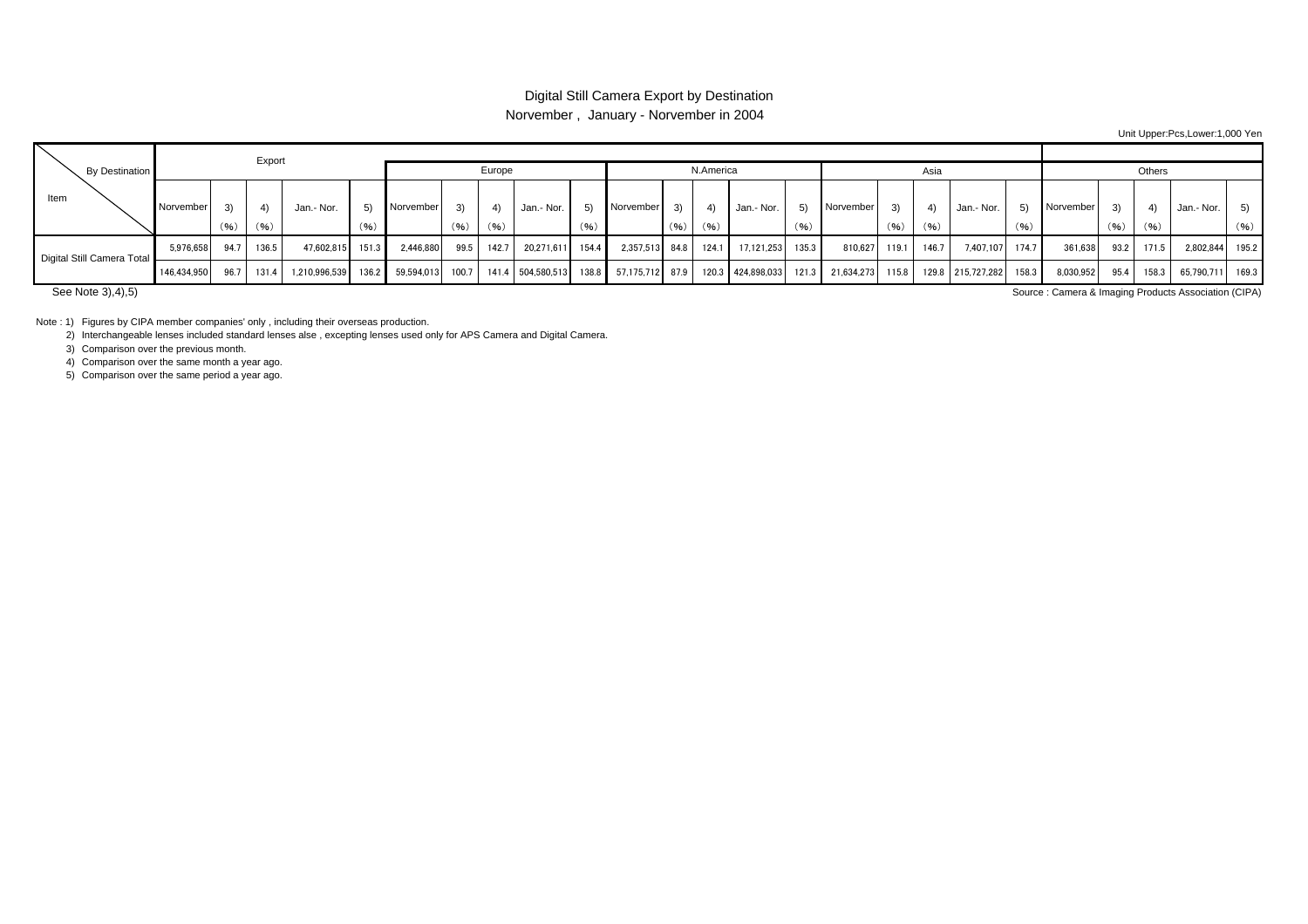# Digital Still Camera Export by Destination

## Norvember , January - Norvember in 2004

Unit Upper:Pcs,Lower:1,000 Yen

| By Destination / Item | Export | | | | | Europe | | | | | N.America | | | | | Asia | | | | | Others | | | | |
|---|---|---|---|---|---|---|---|---|---|---|---|---|---|---|---|---|---|---|---|---|---|---|---|---|---|
| | Norvember | 3) (%) | 4) (%) | Jan.- Nor. | 5) (%) | Norvember | 3) (%) | 4) (%) | Jan.- Nor. | 5) (%) | Norvember | 3) (%) | 4) (%) | Jan.- Nor. | 5) (%) | Norvember | 3) (%) | 4) (%) | Jan.- Nor. | 5) (%) | Norvember | 3) (%) | 4) (%) | Jan.- Nor. | 5) (%) |
| Digital Still Camera Total | 5,976,658 | 94.7 | 136.5 | 47,602,815 | 151.3 | 2,446,880 | 99.5 | 142.7 | 20,271,611 | 154.4 | 2,357,513 | 84.8 | 124.1 | 17,121,253 | 135.3 | 810,627 | 119.1 | 146.7 | 7,407,107 | 174.7 | 361,638 | 93.2 | 171.5 | 2,802,844 | 195.2 |
| | 146,434,950 | 96.7 | 131.4 | 1,210,996,539 | 136.2 | 59,594,013 | 100.7 | 141.4 | 504,580,513 | 138.8 | 57,175,712 | 87.9 | 120.3 | 424,898,033 | 121.3 | 21,634,273 | 115.8 | 129.8 | 215,727,282 | 158.3 | 8,030,952 | 95.4 | 158.3 | 65,790,711 | 169.3 |

See Note 3),4),5)

Source : Camera & Imaging Products Association (CIPA)

Note : 1) Figures by CIPA member companies' only , including their overseas production.

2) Interchangeable lenses included standard lenses alse , excepting lenses used only for APS Camera and Digital Camera.

3) Comparison over the previous month.

4) Comparison over the same month a year ago.

5) Comparison over the same period a year ago.